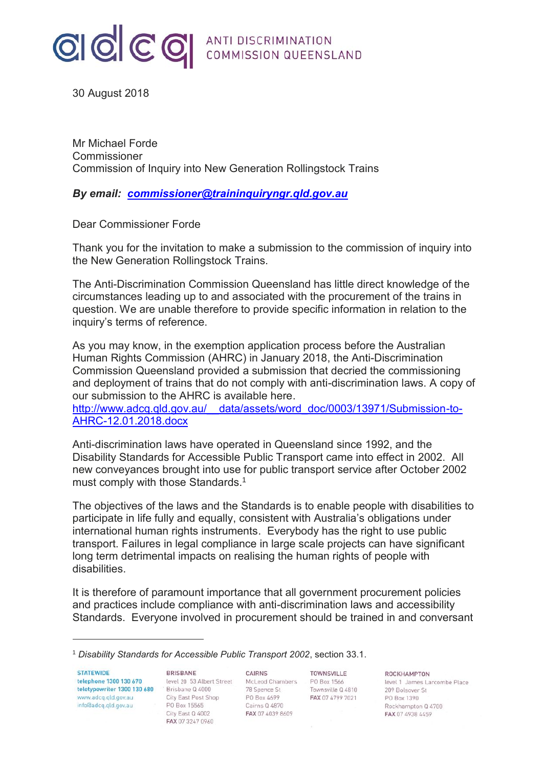ANTI DISCRIMINATION COMMISSION QUEENSLAND

30 August 2018

Mr Michael Forde
Commissioner
Commission of Inquiry into New Generation Rollingstock Trains

***By email: [commissioner@traininquiryngr.qld.gov.au](mailto:commissioner@traininquiryngr.qld.gov.au)***

Dear Commissioner Forde

Thank you for the invitation to make a submission to the commission of inquiry into the New Generation Rollingstock Trains.

The Anti-Discrimination Commission Queensland has little direct knowledge of the circumstances leading up to and associated with the procurement of the trains in question. We are unable therefore to provide specific information in relation to the inquiry's terms of reference.

As you may know, in the exemption application process before the Australian Human Rights Commission (AHRC) in January 2018, the Anti-Discrimination Commission Queensland provided a submission that decried the commissioning and deployment of trains that do not comply with anti-discrimination laws. A copy of our submission to the AHRC is available here.
[http://www.adcq.qld.gov.au/__data/assets/word_doc/0003/13971/Submission-to-AHRC-12.01.2018.docx](http://www.adcq.qld.gov.au/__data/assets/word_doc/0003/13971/Submission-to-AHRC-12.01.2018.docx)

Anti-discrimination laws have operated in Queensland since 1992, and the Disability Standards for Accessible Public Transport came into effect in 2002. All new conveyances brought into use for public transport service after October 2002 must comply with those Standards.[1]

The objectives of the laws and the Standards is to enable people with disabilities to participate in life fully and equally, consistent with Australia's obligations under international human rights instruments. Everybody has the right to use public transport. Failures in legal compliance in large scale projects can have significant long term detrimental impacts on realising the human rights of people with disabilities.

It is therefore of paramount importance that all government procurement policies and practices include compliance with anti-discrimination laws and accessibility Standards. Everyone involved in procurement should be trained in and conversant

---

[1] *Disability Standards for Accessible Public Transport 2002*, section 33.1.

**STATEWIDE**
**telephone 1300 130 670**
**teletypewriter 1300 130 680**
www.adcq.qld.gov.au
info@adcq.qld.gov.au

**BRISBANE**
level 20 53 Albert Street
Brisbane Q 4000
City East Post Shop
PO Box 15565
City East Q 4002
**FAX** 07 3247 0960

**CAIRNS**
McLeod Chambers
78 Spence St
PO Box 4699
Cairns Q 4870
**FAX** 07 4039 8609

**TOWNSVILLE**
PO Box 1566
Townsville Q 4810
**FAX** 07 4799 7021

**ROCKHAMPTON**
level 1 James Larcombe Place
209 Bolsover St
PO Box 1390
Rockhampton Q 4700
**FAX** 07 4938 4459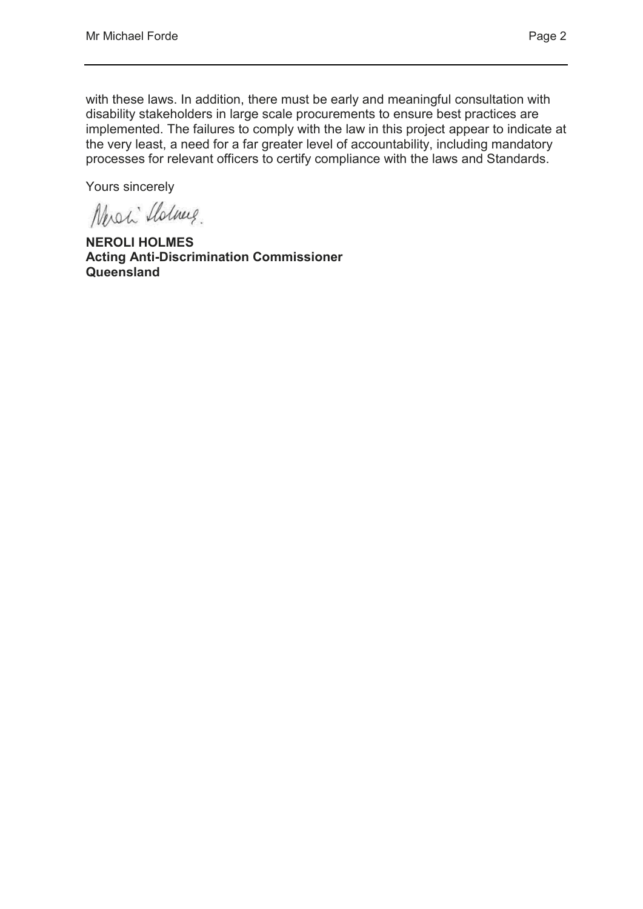with these laws. In addition, there must be early and meaningful consultation with disability stakeholders in large scale procurements to ensure best practices are implemented. The failures to comply with the law in this project appear to indicate at the very least, a need for a far greater level of accountability, including mandatory processes for relevant officers to certify compliance with the laws and Standards.

Yours sincerely

**NEROLI HOLMES**
**Acting Anti-Discrimination Commissioner**
**Queensland**